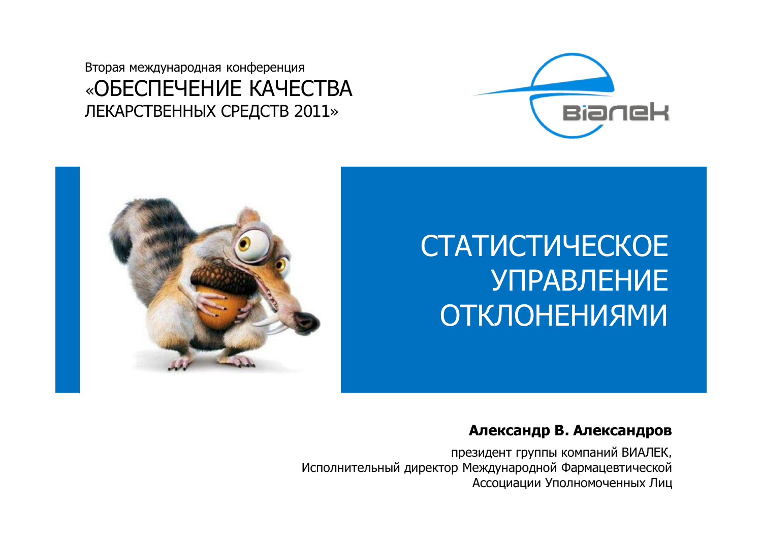Вторая международная конференция

«ОБЕСПЕЧЕНИЕ КАЧЕСТВА ЛЕКАРСТВЕННЫХ СРЕДСТВ 2011»

# СТАТИСТИЧЕСКОЕ УПРАВЛЕНИЕ ОТКЛОНЕНИЯМИ

**Александр В. Александров**

президент группы компаний ВИАЛЕК,
Исполнительный директор Международной Фармацевтической Ассоциации Уполномоченных Лиц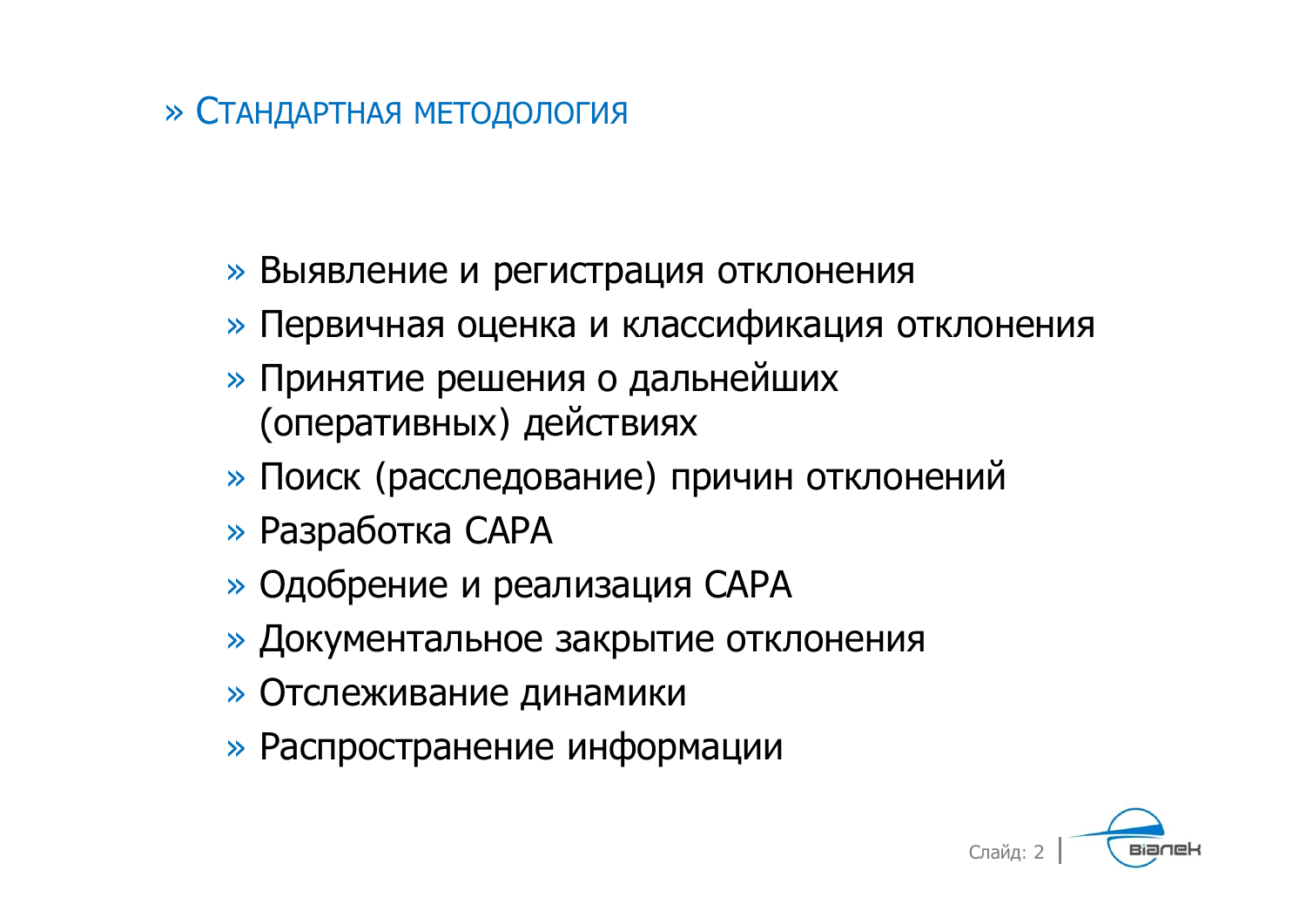# Стандартная методология

- Выявление и регистрация отклонения
- Первичная оценка и классификация отклонения
- Принятие решения о дальнейших (оперативных) действиях
- Поиск (расследование) причин отклонений
- Разработка CAPA
- Одобрение и реализация CAPA
- Документальное закрытие отклонения
- Отслеживание динамики
- Распространение информации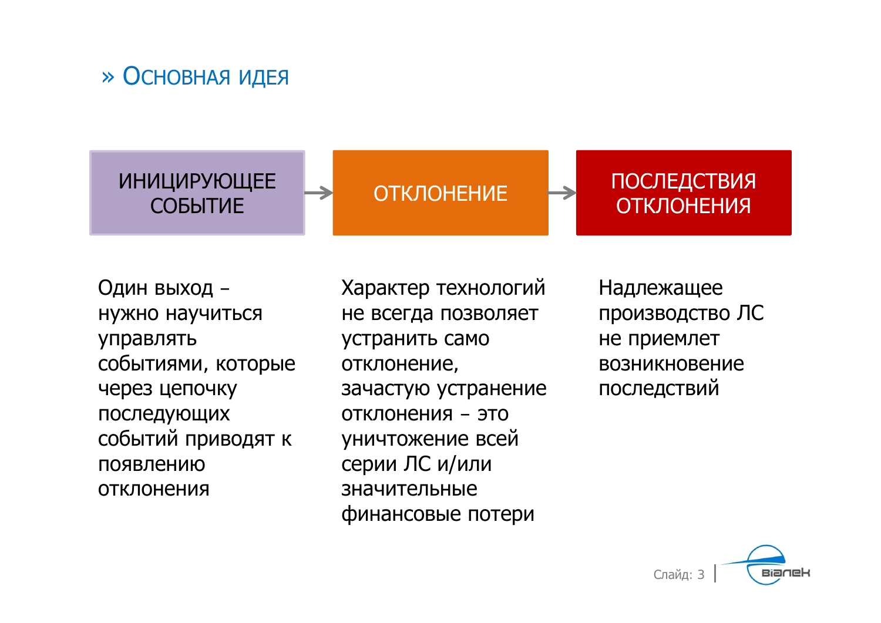## » Основная идея

**ИНИЦИРУЮЩЕЕ СОБЫТИЕ** → **ОТКЛОНЕНИЕ** → **ПОСЛЕДСТВИЯ ОТКЛОНЕНИЯ**

Один выход – нужно научиться управлять событиями, которые через цепочку последующих событий приводят к появлению отклонения

Характер технологий не всегда позволяет устранить само отклонение, зачастую устранение отклонения – это уничтожение всей серии ЛС и/или значительные финансовые потери

Надлежащее производство ЛС не приемлет возникновение последствий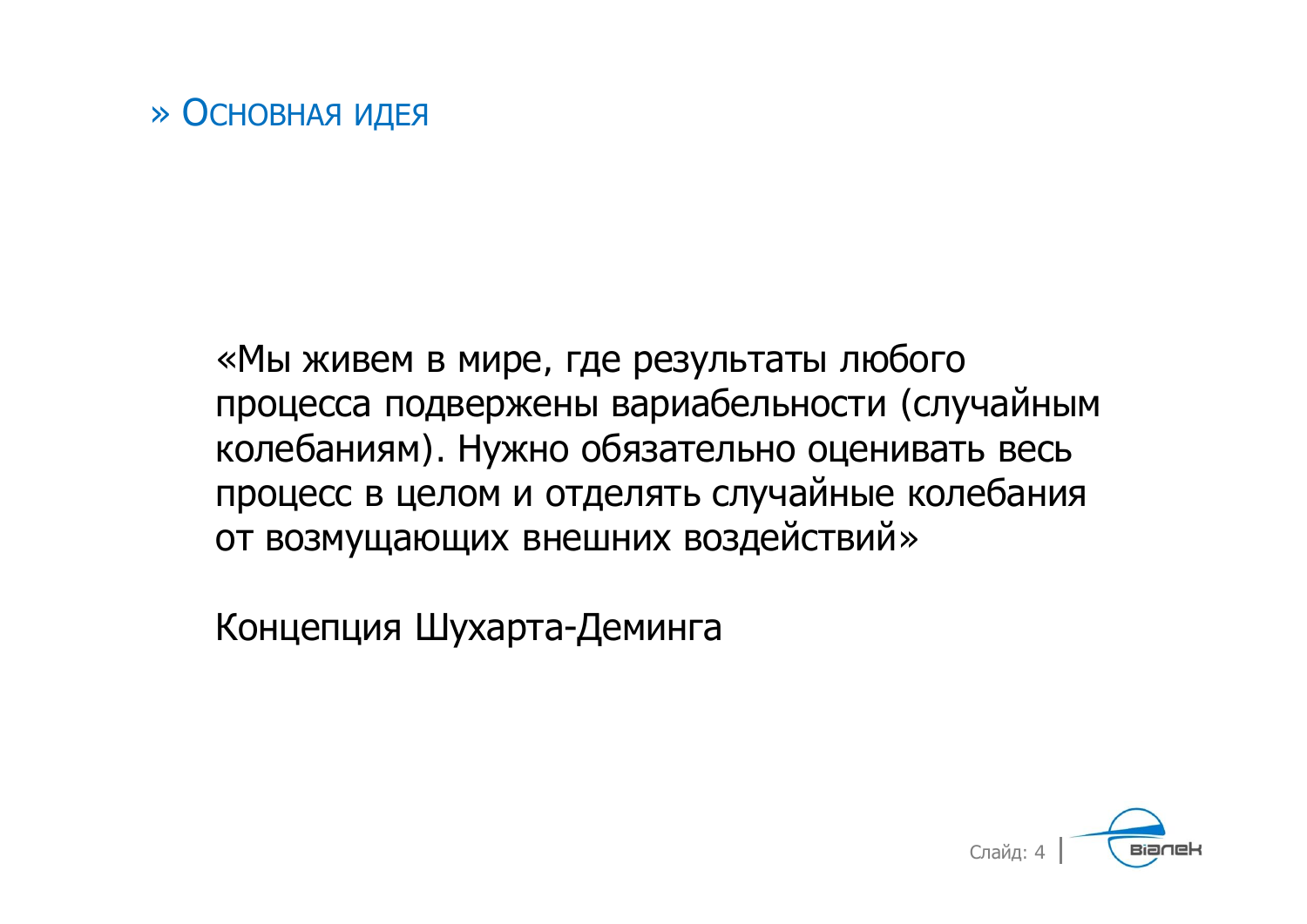## » Основная идея

«Мы живем в мире, где результаты любого процесса подвержены вариабельности (случайным колебаниям). Нужно обязательно оценивать весь процесс в целом и отделять случайные колебания от возмущающих внешних воздействий»

Концепция Шухарта-Деминга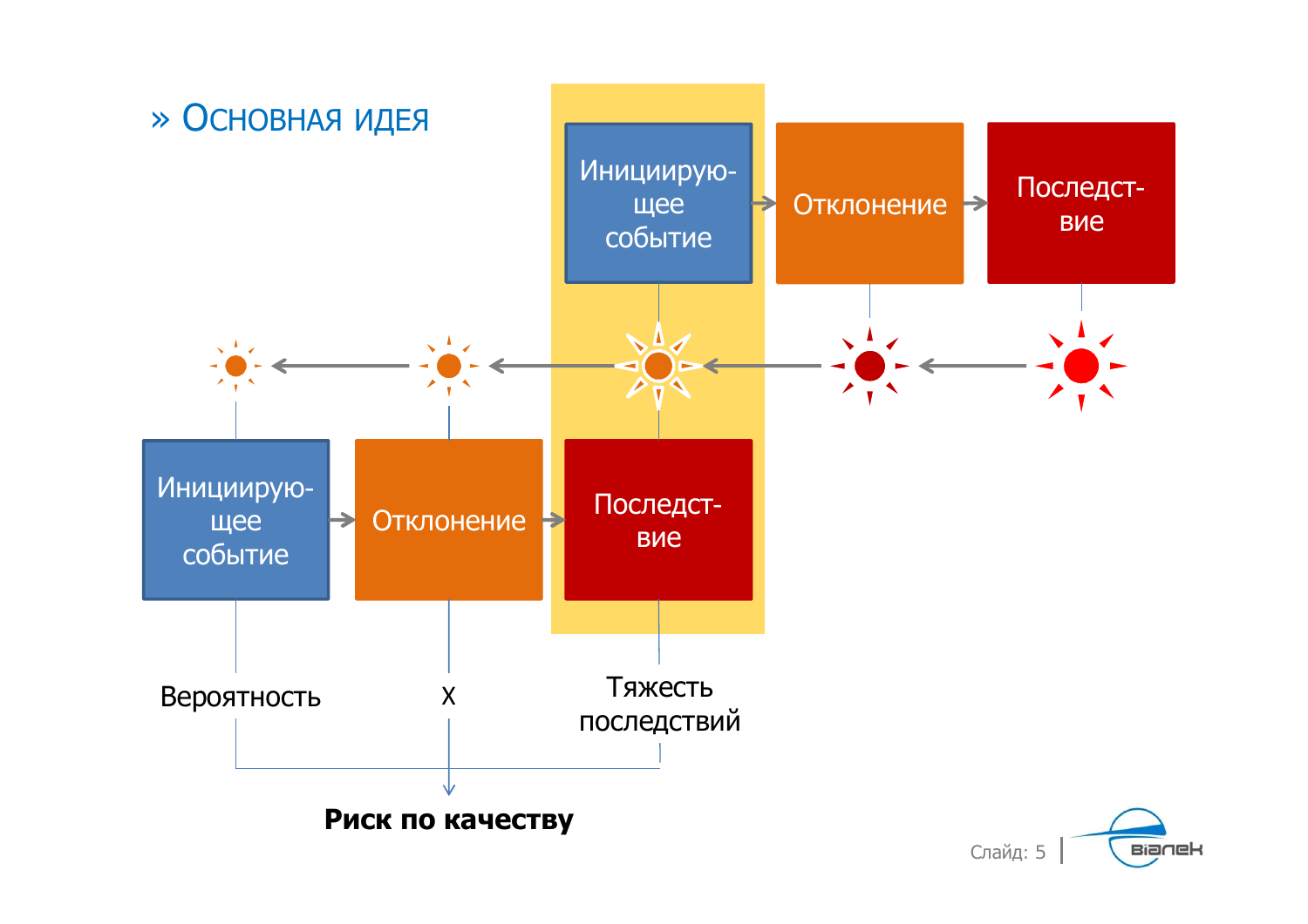## » Основная идея

Инициирую-щее событие → Отклонение → Последст-вие

Инициирую-щее событие → Отклонение → Последст-вие

Вероятность

X

Тяжесть последствий

**Риск по качеству**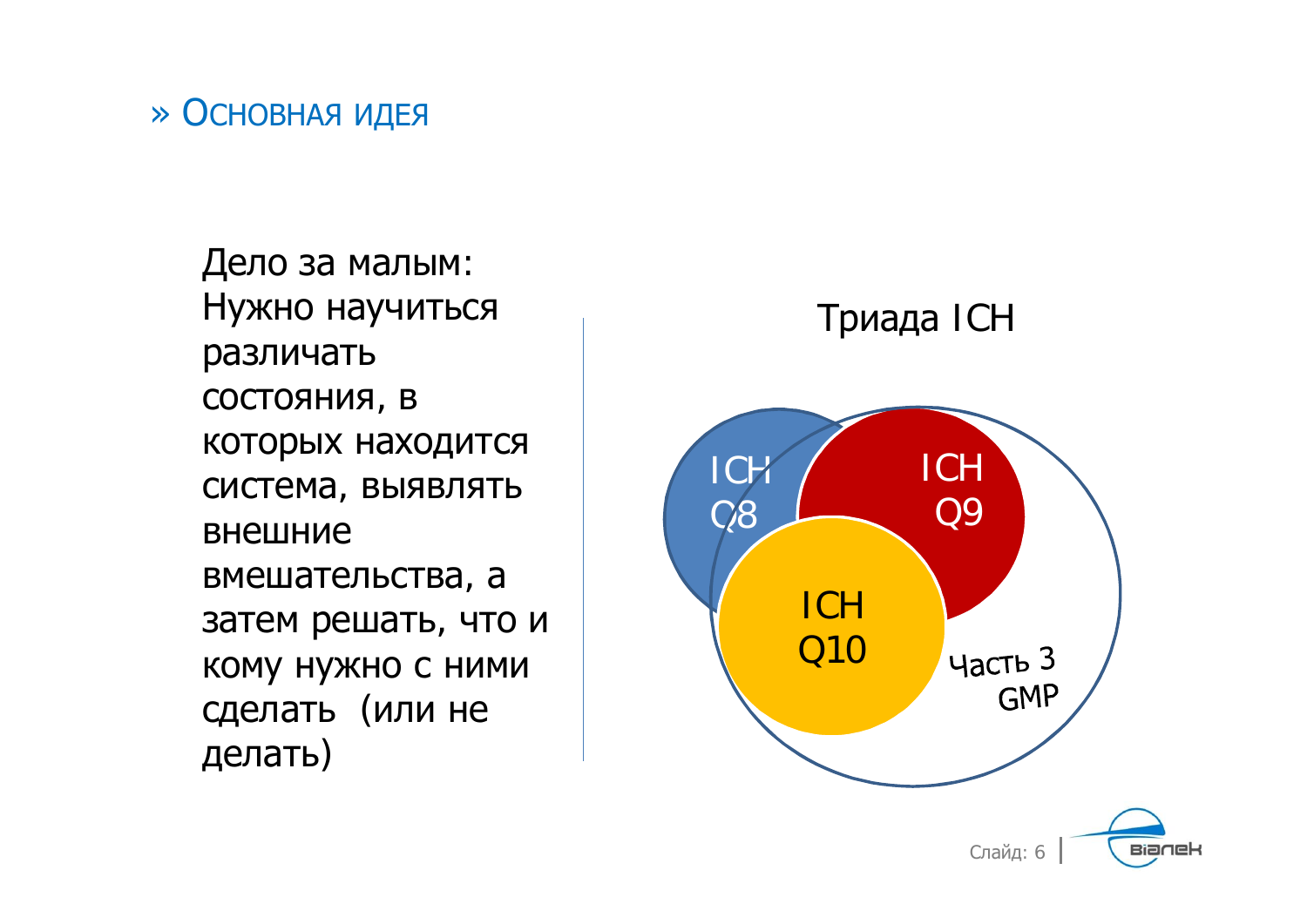## » Основная идея

Дело за малым: Нужно научиться различать состояния, в которых находится система, выявлять внешние вмешательства, а затем решать, что и кому нужно с ними сделать (или не делать)

Триада ICH

ICH Q8

ICH Q9

ICH Q10

Часть 3 GMP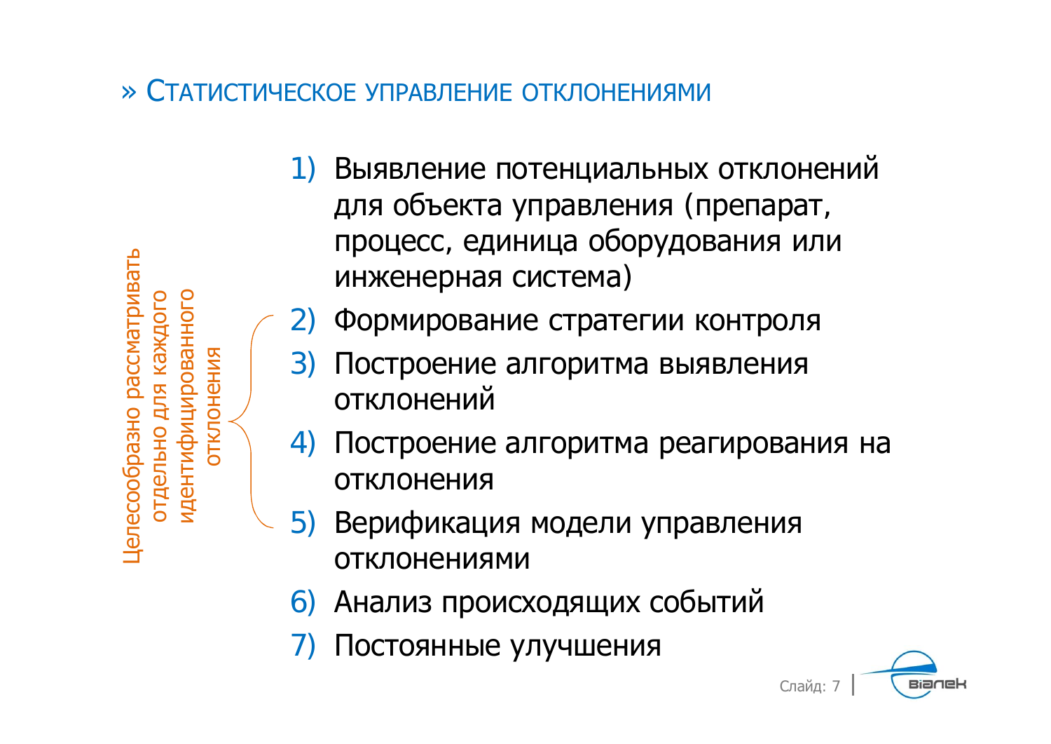## » Статистическое управление отклонениями

1) Выявление потенциальных отклонений для объекта управления (препарат, процесс, единица оборудования или инженерная система)
2) Формирование стратегии контроля
3) Построение алгоритма выявления отклонений
4) Построение алгоритма реагирования на отклонения
5) Верификация модели управления отклонениями
6) Анализ происходящих событий
7) Постоянные улучшения

Целесообразно рассматривать отдельно для каждого идентифицированного отклонения (пункты 2–5)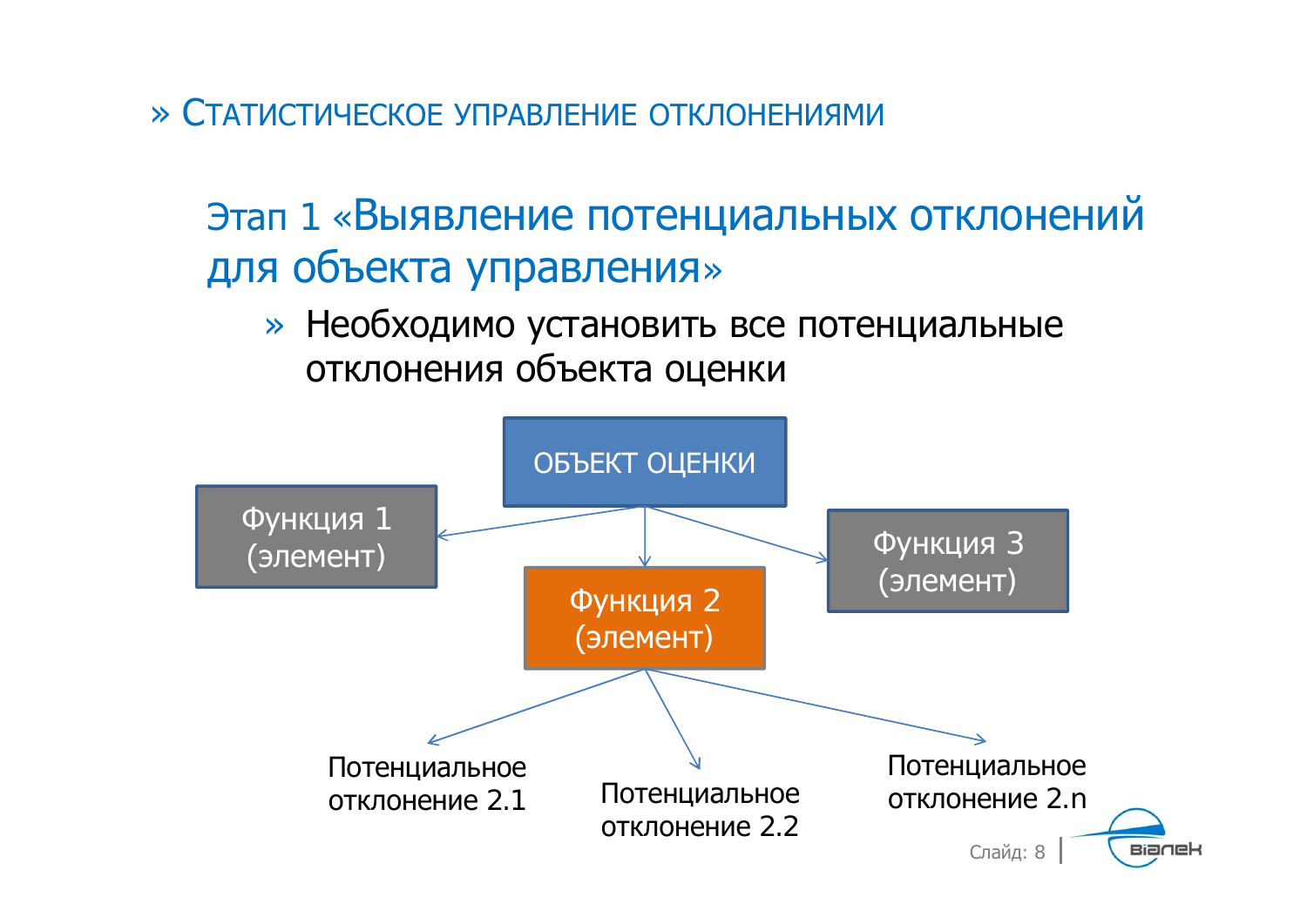## » Статистическое управление отклонениями

### Этап 1 «Выявление потенциальных отклонений для объекта управления»

- Необходимо установить все потенциальные отклонения объекта оценки

ОБЪЕКТ ОЦЕНКИ

Функция 1 (элемент)

Функция 2 (элемент)

Функция 3 (элемент)

Потенциальное отклонение 2.1

Потенциальное отклонение 2.2

Потенциальное отклонение 2.n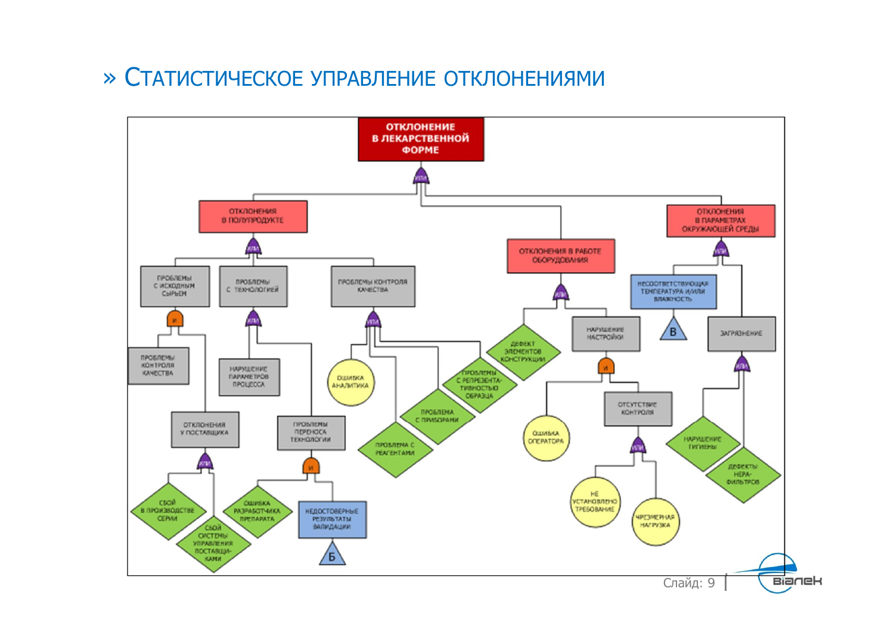# » Статистическое управление отклонениями

- **ОТКЛОНЕНИЕ В ЛЕКАРСТВЕННОЙ ФОРМЕ** (ИЛИ)
  - ОТКЛОНЕНИЯ В ПОЛУПРОДУКТЕ (ИЛИ)
    - ПРОБЛЕМЫ С ИСХОДНЫМ СЫРЬЕМ (И)
      - ПРОБЛЕМЫ КОНТРОЛЯ КАЧЕСТВА
      - ОТКЛОНЕНИЯ У ПОСТАВЩИКА (ИЛИ)
        - СБОЙ В ПРОИЗВОДСТВЕ СЕРИИ
        - СБОЙ СИСТЕМЫ УПРАВЛЕНИЯ ПОСТАВЩИКАМИ
    - ПРОБЛЕМЫ С ТЕХНОЛОГИЕЙ (ИЛИ)
      - НАРУШЕНИЕ ПАРАМЕТРОВ ПРОЦЕССА
      - ПРОБЛЕМЫ ПЕРЕНОСА ТЕХНОЛОГИИ (И)
        - ОШИБКА РАЗРАБОТЧИКА ПРЕПАРАТА
        - НЕДОСТОВЕРНЫЕ РЕЗУЛЬТАТЫ ВАЛИДАЦИИ (Б)
    - ПРОБЛЕМЫ КОНТРОЛЯ КАЧЕСТВА (ИЛИ)
      - ОШИБКА АНАЛИТИКА
      - ПРОБЛЕМА С РЕАГЕНТАМИ
      - ПРОБЛЕМА С ПРИБОРАМИ
      - ПРОБЛЕМЫ С РЕПРЕЗЕНТАТИВНОСТЬЮ ОБРАЗЦА
  - ОТКЛОНЕНИЯ В РАБОТЕ ОБОРУДОВАНИЯ (ИЛИ)
    - ДЕФЕКТ ЭЛЕМЕНТОВ КОНСТРУКЦИИ
    - НАРУШЕНИЕ НАСТРОЙКИ (И)
      - ОШИБКА ОПЕРАТОРА
      - ОТСУТСТВИЕ КОНТРОЛЯ (ИЛИ)
        - НЕ УСТАНОВЛЕНО ТРЕБОВАНИЕ
        - ЧРЕЗМЕРНАЯ НАГРУЗКА
  - ОТКЛОНЕНИЯ В ПАРАМЕТРАХ ОКРУЖАЮЩЕЙ СРЕДЫ (ИЛИ)
    - НЕСООТВЕТСТВУЮЩАЯ ТЕМПЕРАТУРА И/ИЛИ ВЛАЖНОСТЬ (В)
    - ЗАГРЯЗНЕНИЕ (ИЛИ)
      - НАРУШЕНИЕ ГИГИЕНЫ
      - ДЕФЕКТЫ НЕРА-ФИЛЬТРОВ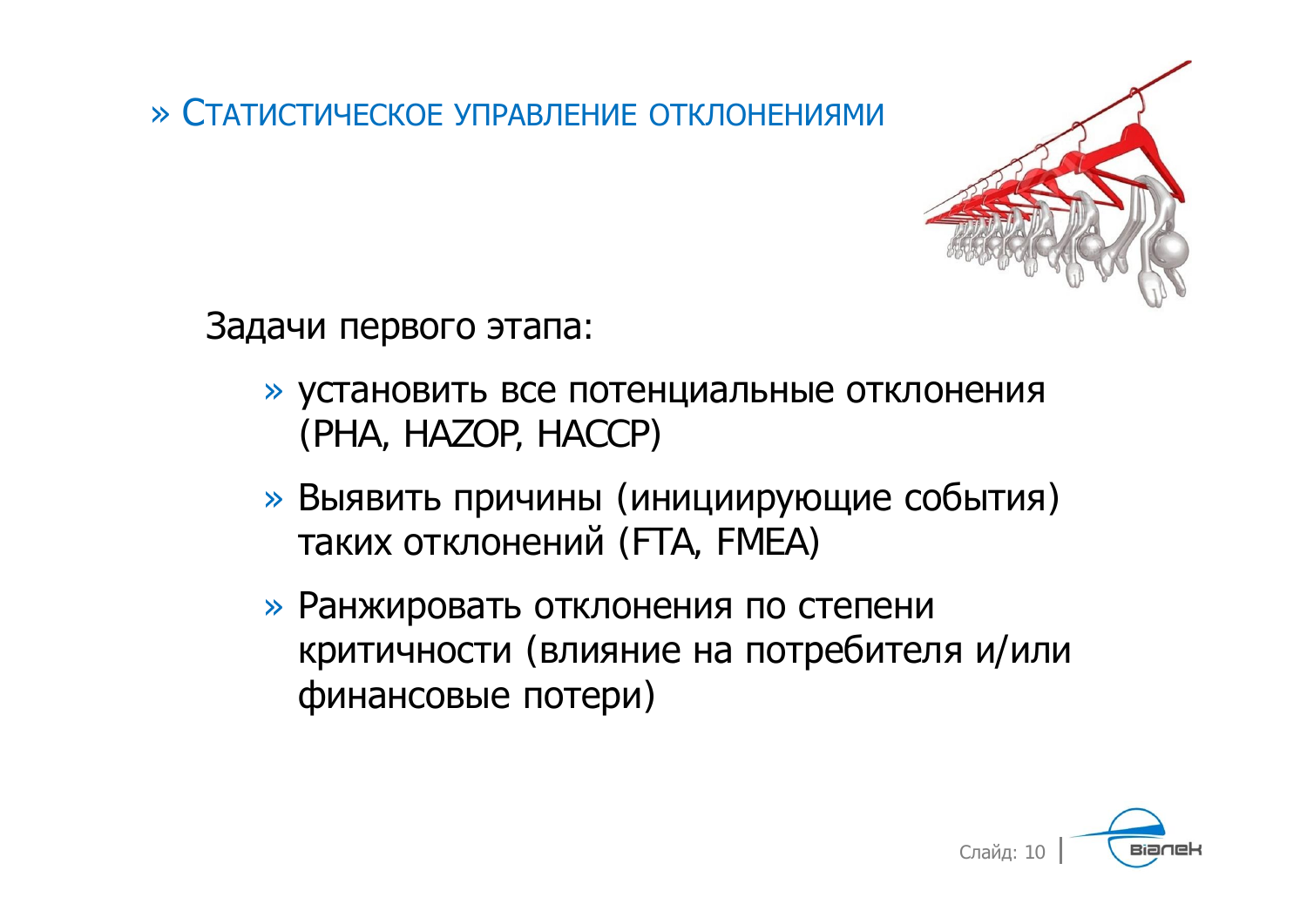# » Статистическое управление отклонениями

Задачи первого этапа:

- установить все потенциальные отклонения (PHA, HAZOP, HACCP)
- Выявить причины (инициирующие события) таких отклонений (FTA, FMEA)
- Ранжировать отклонения по степени критичности (влияние на потребителя и/или финансовые потери)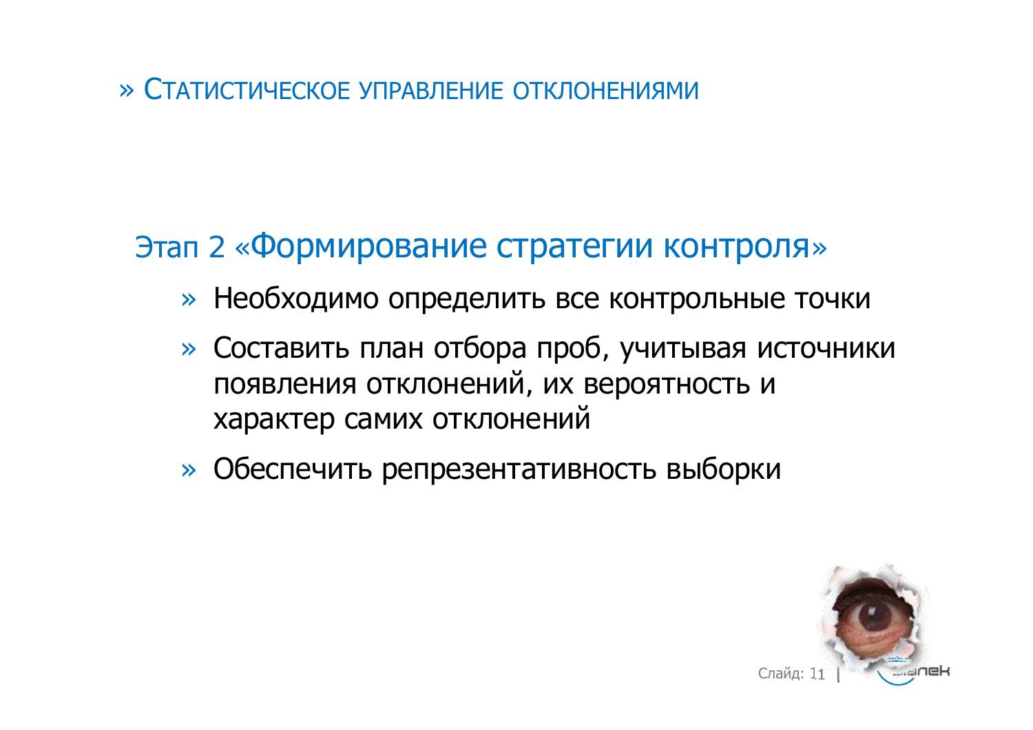# » Статистическое управление отклонениями

## Этап 2 «Формирование стратегии контроля»

- Необходимо определить все контрольные точки
- Составить план отбора проб, учитывая источники появления отклонений, их вероятность и характер самих отклонений
- Обеспечить репрезентативность выборки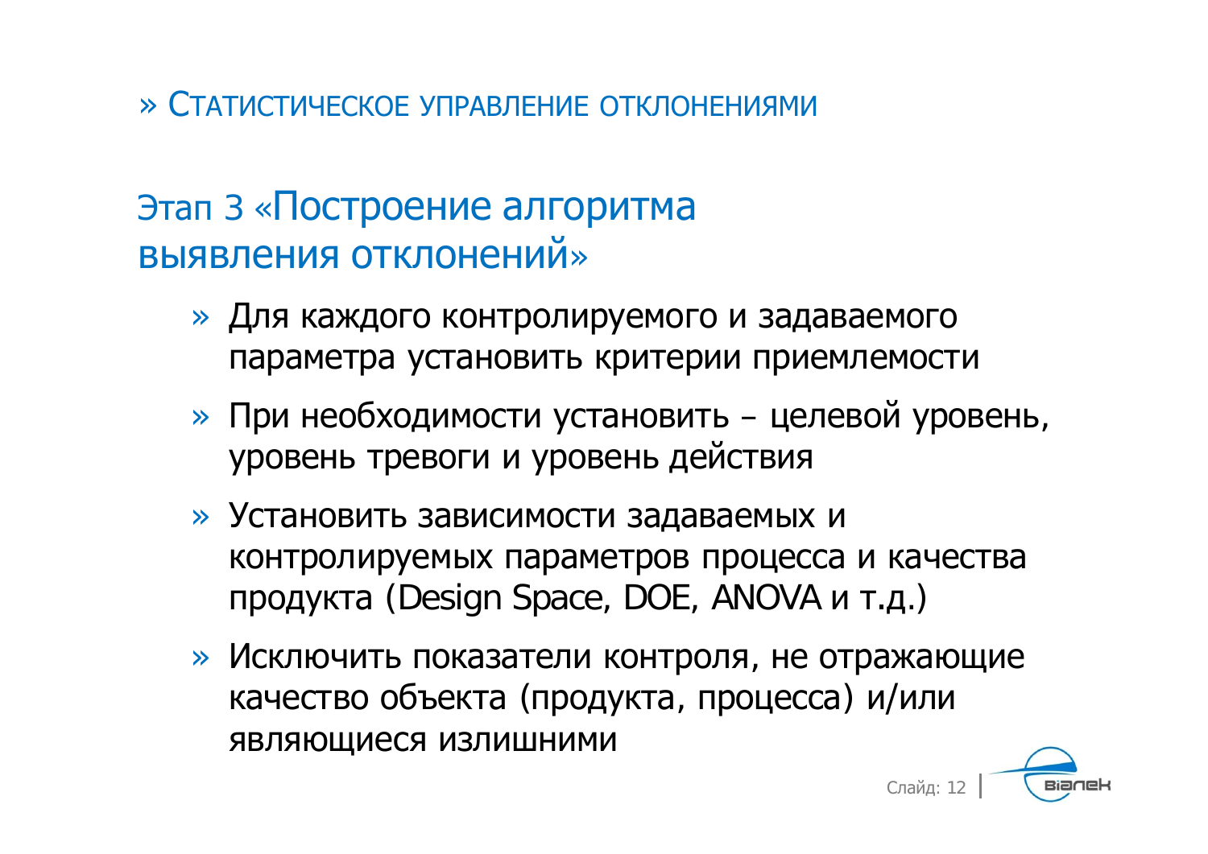» Статистическое управление отклонениями

## Этап 3 «Построение алгоритма выявления отклонений»

- Для каждого контролируемого и задаваемого параметра установить критерии приемлемости
- При необходимости установить – целевой уровень, уровень тревоги и уровень действия
- Установить зависимости задаваемых и контролируемых параметров процесса и качества продукта (Design Space, DOE, ANOVA и т.д.)
- Исключить показатели контроля, не отражающие качество объекта (продукта, процесса) и/или являющиеся излишними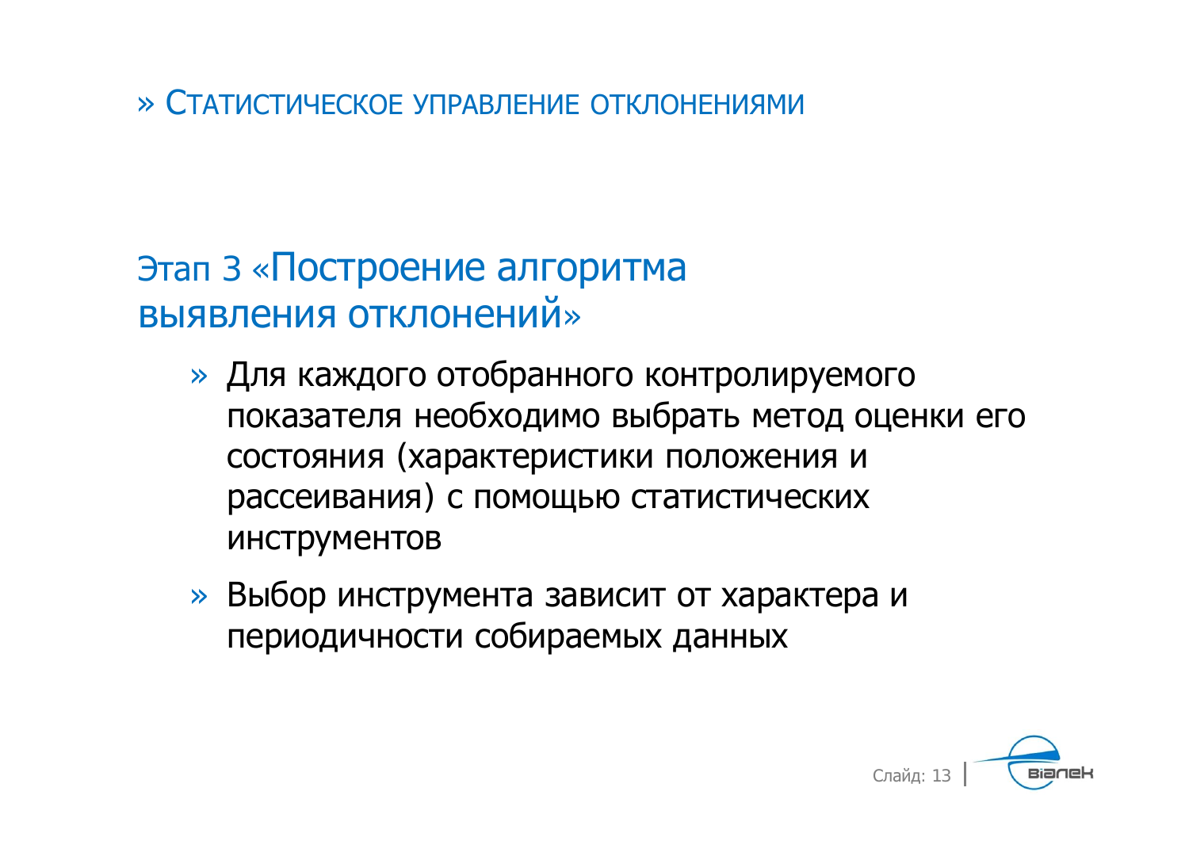» Статистическое управление отклонениями

## Этап 3 «Построение алгоритма выявления отклонений»

- Для каждого отобранного контролируемого показателя необходимо выбрать метод оценки его состояния (характеристики положения и рассеивания) с помощью статистических инструментов
- Выбор инструмента зависит от характера и периодичности собираемых данных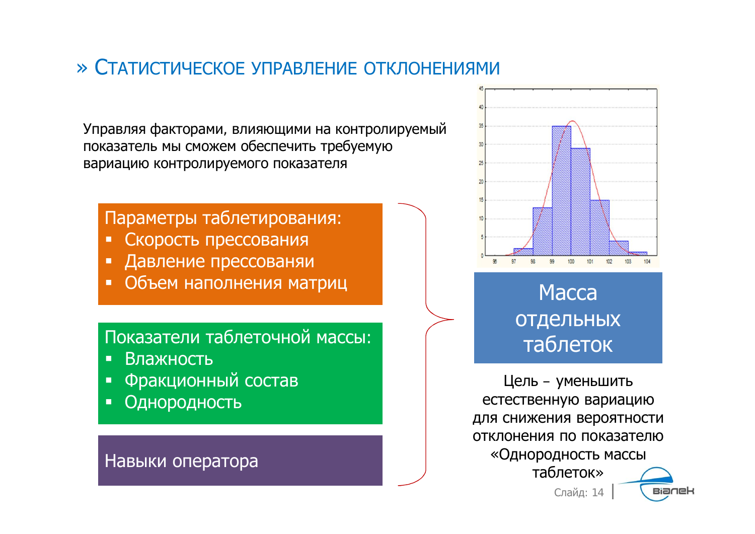## » Статистическое управление отклонениями

Управляя факторами, влияющими на контролируемый показатель мы сможем обеспечить требуемую вариацию контролируемого показателя

**Параметры таблетирования:**
- Скорость прессования
- Давление прессованяи
- Объем наполнения матриц

**Показатели таблеточной массы:**
- Влажность
- Фракционный состав
- Однородность

**Навыки оператора**

**Масса отдельных таблеток**

Цель – уменьшить естественную вариацию для снижения вероятности отклонения по показателю «Однородность массы таблеток»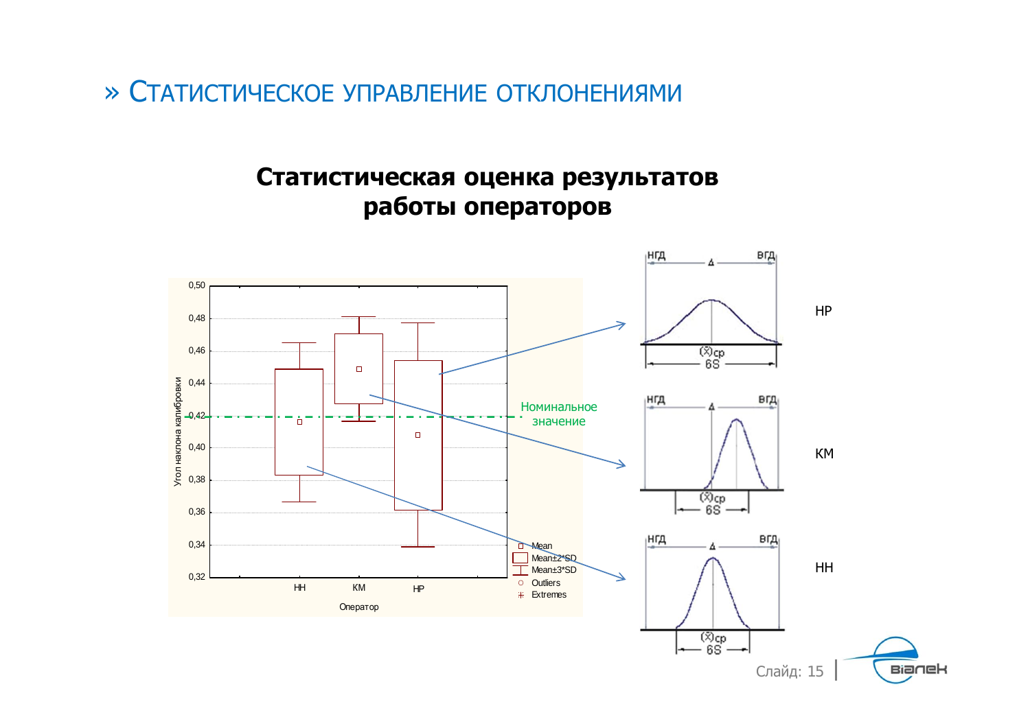# » Статистическое управление отклонениями

## Статистическая оценка результатов работы операторов

Угол наклона калибровки

0,50
0,48
0,46
0,44
0,42
0,40
0,38
0,36
0,34
0,32

НН КМ НР

Оператор

Номинальное значение

- Mean
- Mean±2*SD
- Mean±3*SD
- Outliers
- Extremes

НГД Δ ВГД

$(\bar{X})$ср

6S

НР

КМ

НН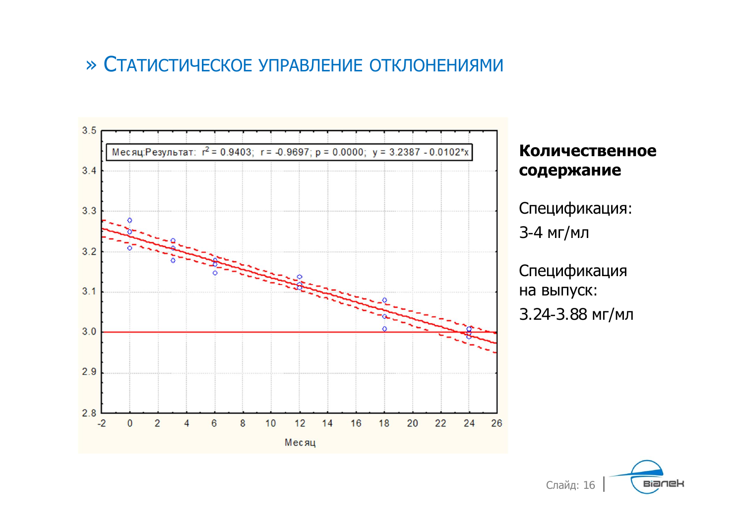# » Статистическое управление отклонениями

Месяц:Результат: $r^2 = 0.9403$; $r = -0.9697$; $p = 0.0000$; $y = 3.2387 - 0.0102*x$

**Количественное содержание**

Спецификация:

3-4 мг/мл

Спецификация на выпуск:

3.24-3.88 мг/мл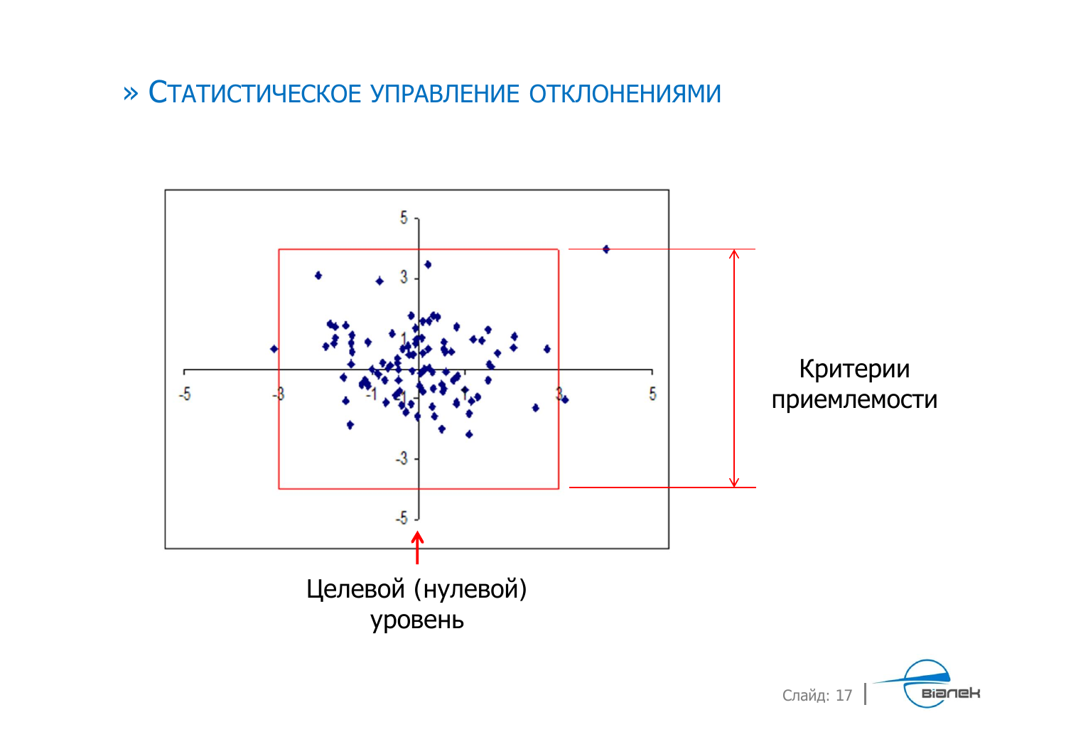# » Статистическое управление отклонениями

Критерии приемлемости

Целевой (нулевой) уровень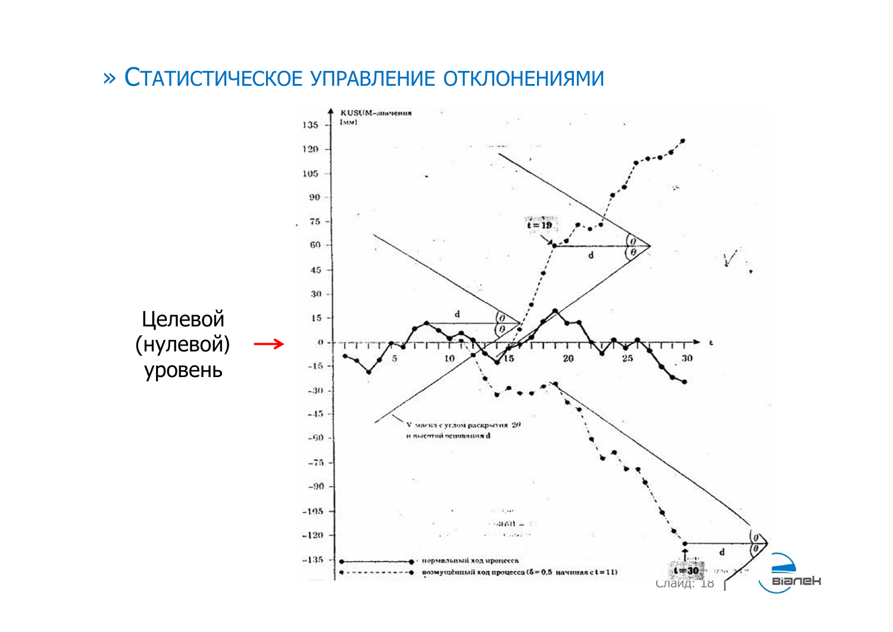# » Статистическое управление отклонениями

Целевой (нулевой) уровень →

KUSUM-значения [мм]

V маска с углом раскрытия $2\theta$ и высотой основания d

нормальный ход процесса

возмущённый ход процесса ($\delta = 0{,}5$ начиная с $t = 11$)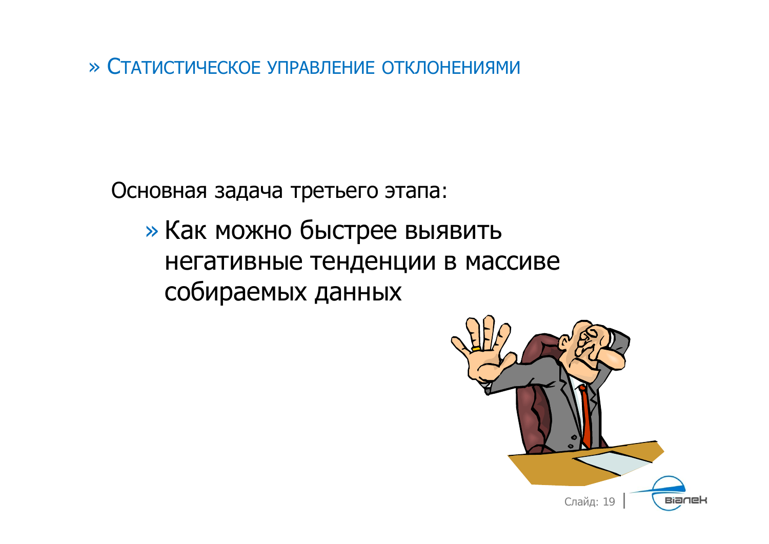## » Статистическое управление отклонениями

Основная задача третьего этапа:

- Как можно быстрее выявить негативные тенденции в массиве собираемых данных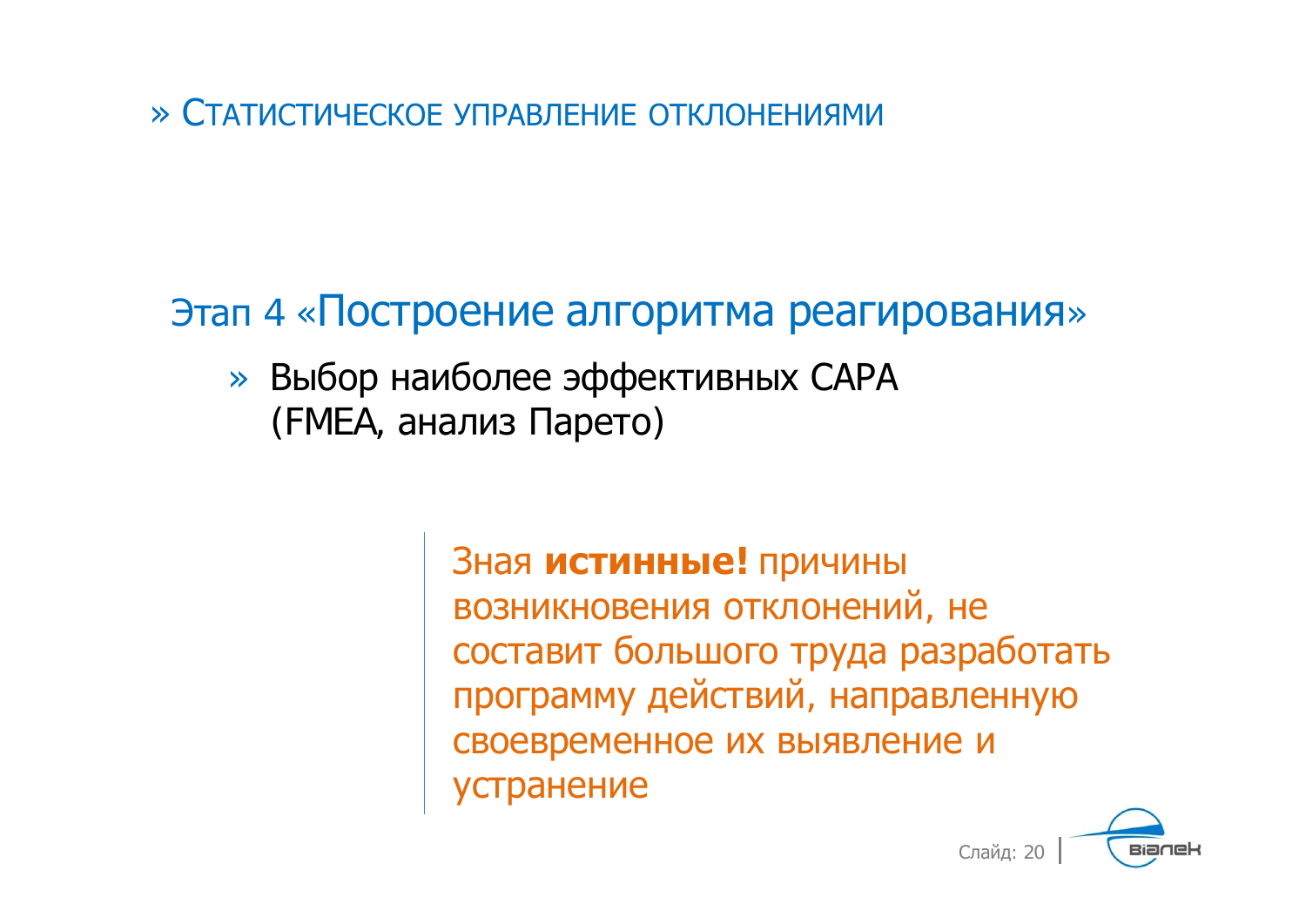» Статистическое управление отклонениями

## Этап 4 «Построение алгоритма реагирования»

- Выбор наиболее эффективных CAPA (FMEA, анализ Парето)

Зная **истинные!** причины возникновения отклонений, не составит большого труда разработать программу действий, направленную своевременное их выявление и устранение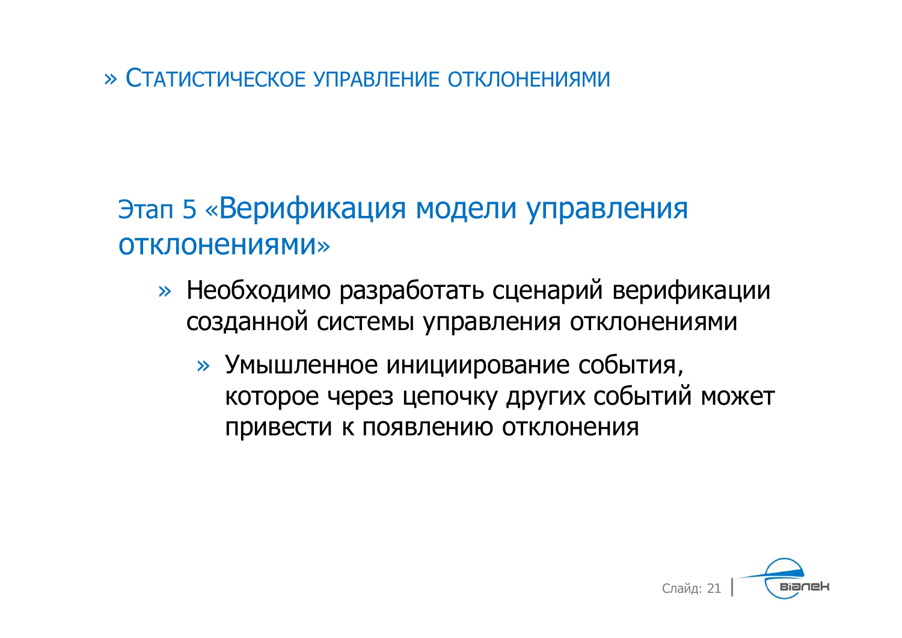» Статистическое управление отклонениями

## Этап 5 «Верификация модели управления отклонениями»

- Необходимо разработать сценарий верификации созданной системы управления отклонениями
  - Умышленное инициирование события, которое через цепочку других событий может привести к появлению отклонения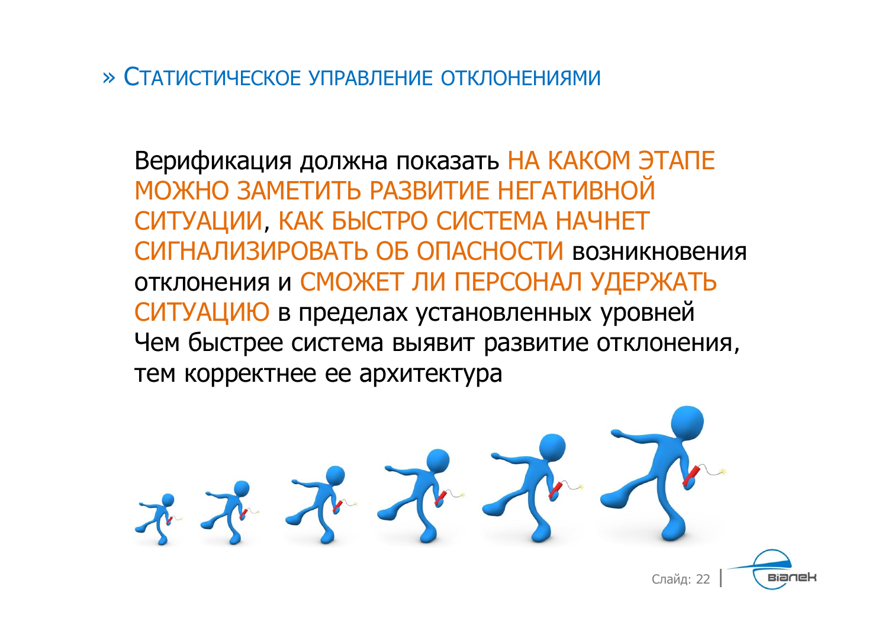## » Статистическое управление отклонениями

Верификация должна показать НА КАКОМ ЭТАПЕ МОЖНО ЗАМЕТИТЬ РАЗВИТИЕ НЕГАТИВНОЙ СИТУАЦИИ, КАК БЫСТРО СИСТЕМА НАЧНЕТ СИГНАЛИЗИРОВАТЬ ОБ ОПАСНОСТИ возникновения отклонения и СМОЖЕТ ЛИ ПЕРСОНАЛ УДЕРЖАТЬ СИТУАЦИЮ в пределах установленных уровней

Чем быстрее система выявит развитие отклонения, тем корректнее ее архитектура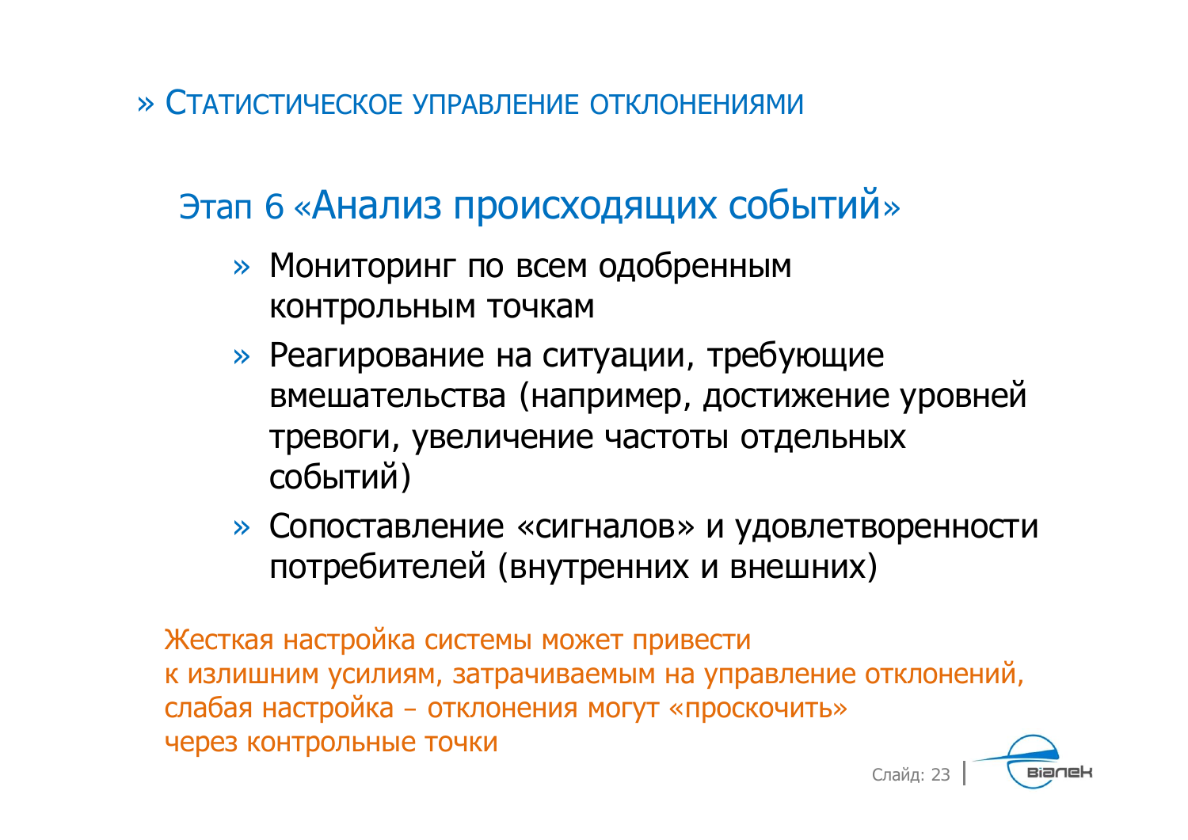# » Статистическое управление отклонениями

## Этап 6 «Анализ происходящих событий»

- Мониторинг по всем одобренным контрольным точкам
- Реагирование на ситуации, требующие вмешательства (например, достижение уровней тревоги, увеличение частоты отдельных событий)
- Сопоставление «сигналов» и удовлетворенности потребителей (внутренних и внешних)

Жесткая настройка системы может привести к излишним усилиям, затрачиваемым на управление отклонений, слабая настройка – отклонения могут «проскочить» через контрольные точки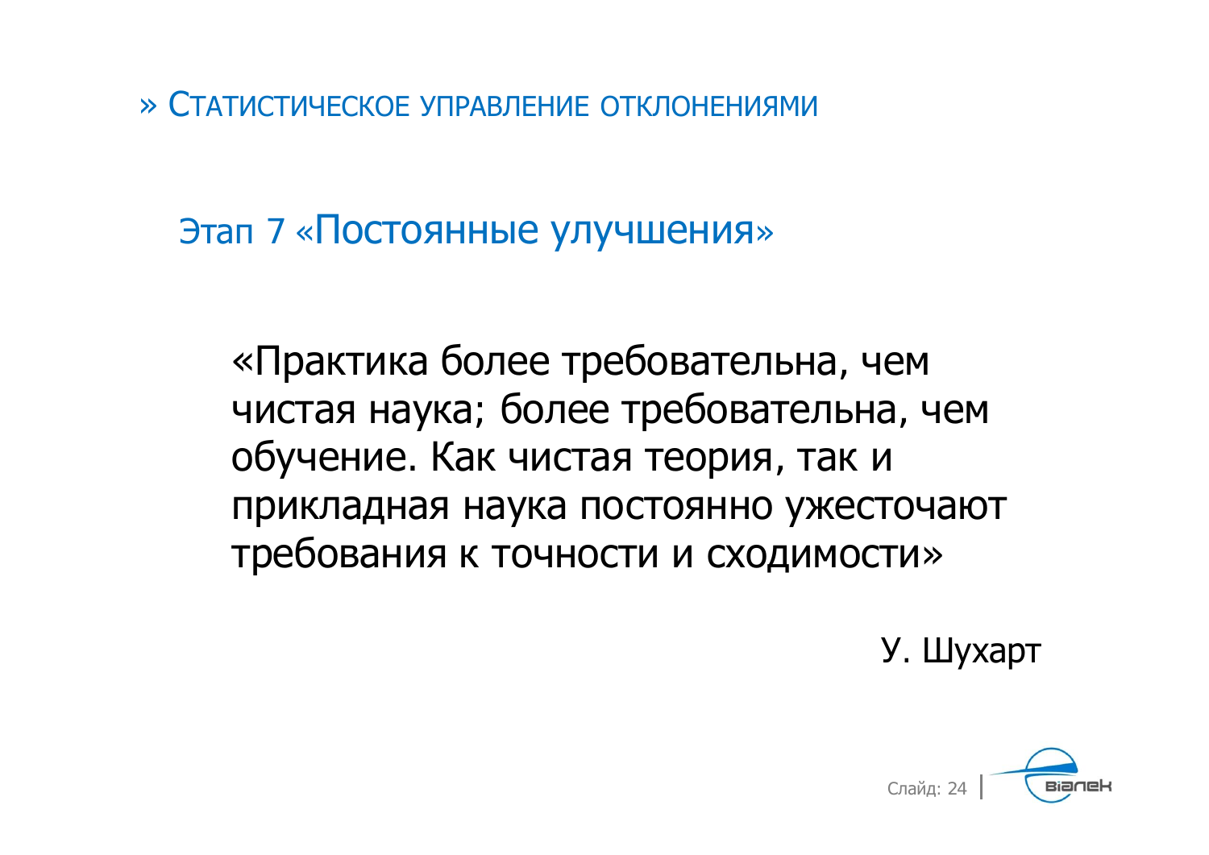# » Статистическое управление отклонениями

## Этап 7 «Постоянные улучшения»

«Практика более требовательна, чем чистая наука; более требовательна, чем обучение. Как чистая теория, так и прикладная наука постоянно ужесточают требования к точности и сходимости»

У. Шухарт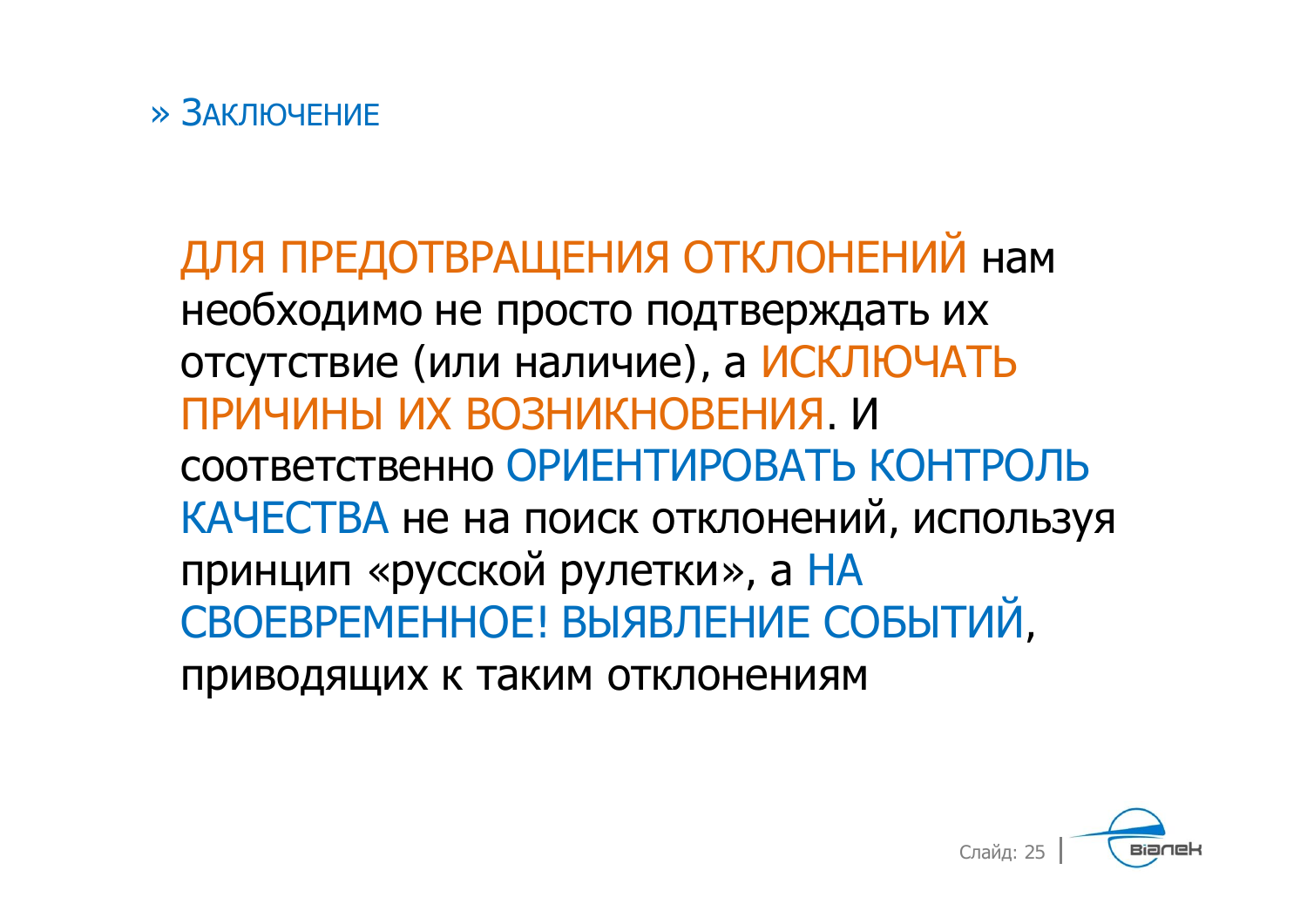## » Заключение

ДЛЯ ПРЕДОТВРАЩЕНИЯ ОТКЛОНЕНИЙ нам необходимо не просто подтверждать их отсутствие (или наличие), а ИСКЛЮЧАТЬ ПРИЧИНЫ ИХ ВОЗНИКНОВЕНИЯ. И соответственно ОРИЕНТИРОВАТЬ КОНТРОЛЬ КАЧЕСТВА не на поиск отклонений, используя принцип «русской рулетки», а НА СВОЕВРЕМЕННОЕ! ВЫЯВЛЕНИЕ СОБЫТИЙ, приводящих к таким отклонениям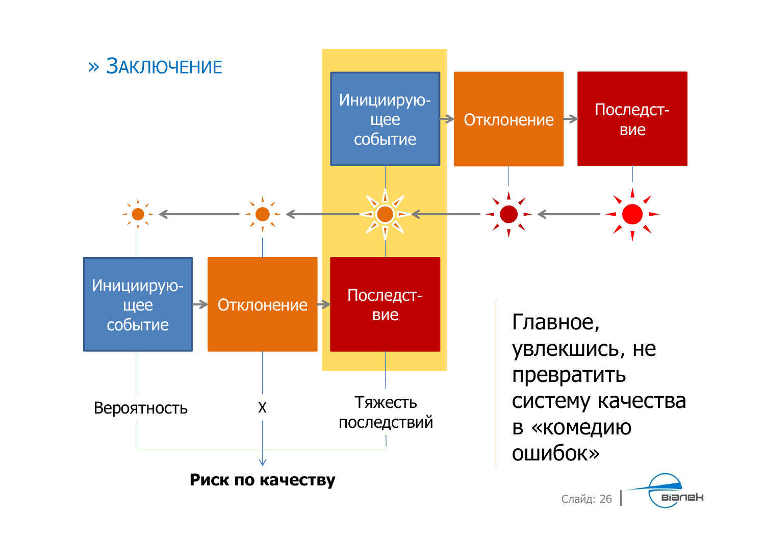## » Заключение

Инициирую-щее событие → Отклонение → Последст-вие

Инициирую-щее событие → Отклонение → Последст-вие

Вероятность X Тяжесть последствий

**Риск по качеству**

Главное, увлекшись, не превратить систему качества в «комедию ошибок»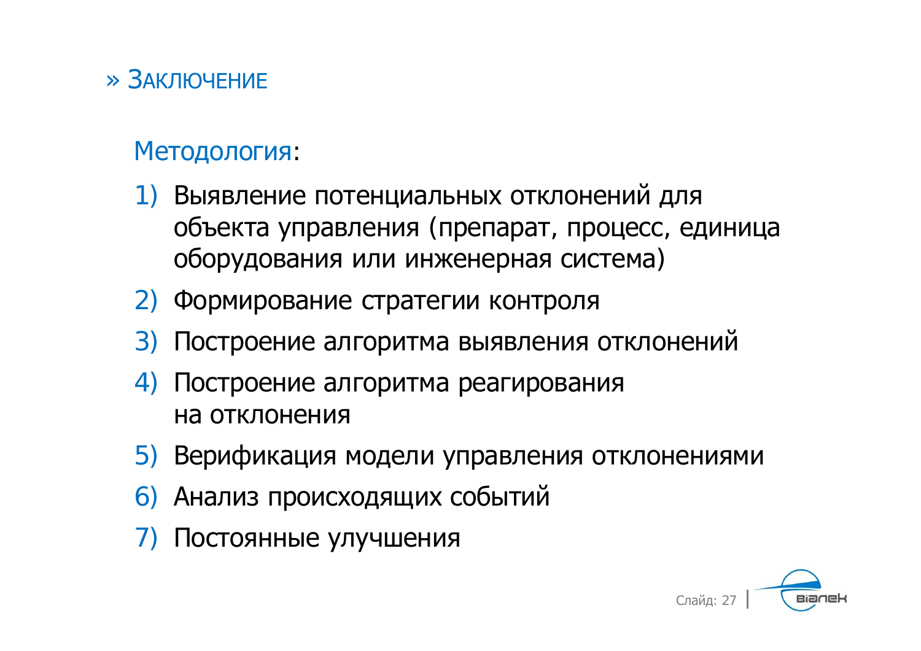# » Заключение

Методология:

1) Выявление потенциальных отклонений для объекта управления (препарат, процесс, единица оборудования или инженерная система)
2) Формирование стратегии контроля
3) Построение алгоритма выявления отклонений
4) Построение алгоритма реагирования на отклонения
5) Верификация модели управления отклонениями
6) Анализ происходящих событий
7) Постоянные улучшения